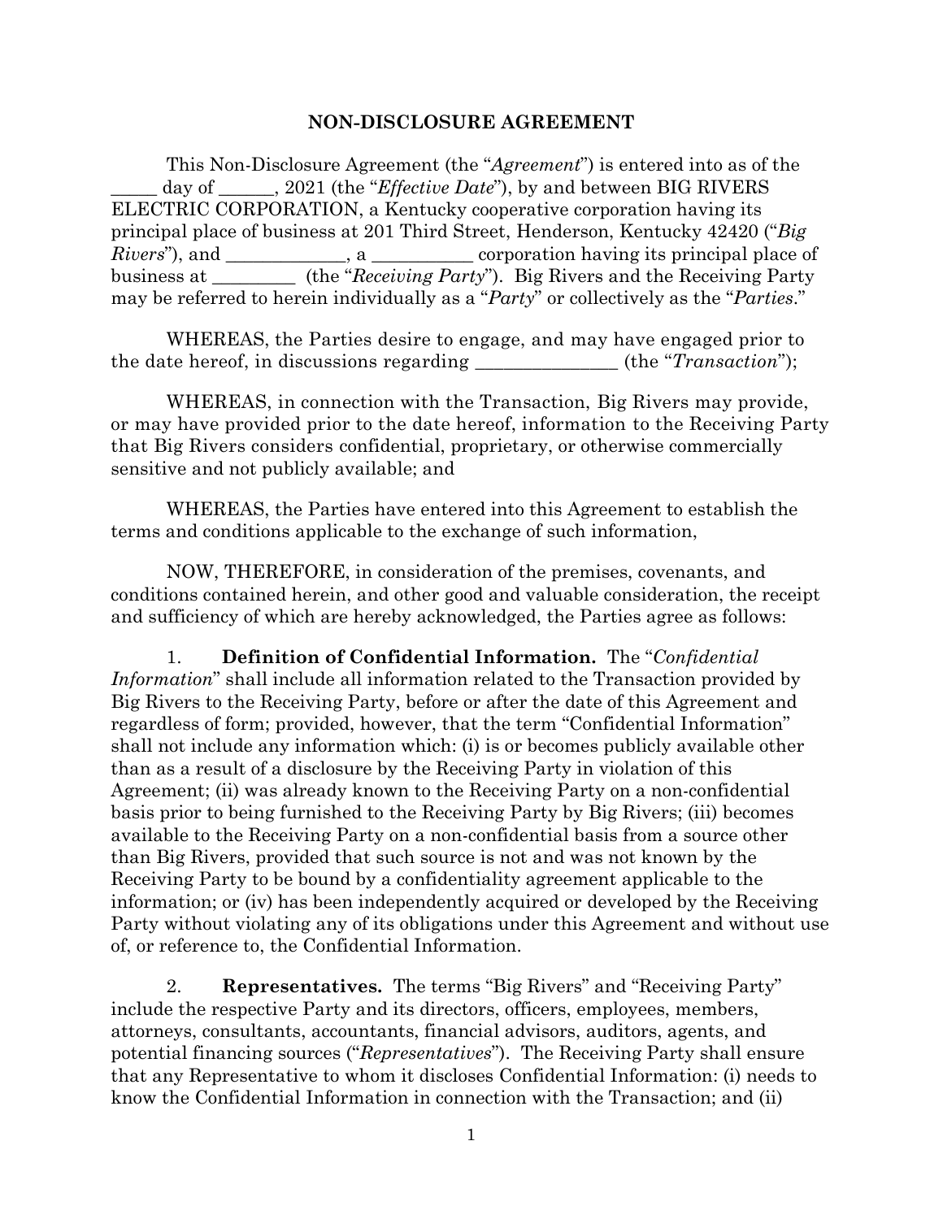# NON-DISCLOSURE AGREEMENT

This Non-Disclosure Agreement (the "*Agreement*") is entered into as of the _____ day of ______, 2021 (the "*Effective Date*"), by and between BIG RIVERS ELECTRIC CORPORATION, a Kentucky cooperative corporation having its principal place of business at 201 Third Street, Henderson, Kentucky 42420 ("*Big Rivers*"), and _____________, a ___________ corporation having its principal place of business at _________ (the "*Receiving Party*"). Big Rivers and the Receiving Party may be referred to herein individually as a "*Party*" or collectively as the "*Parties*."

WHEREAS, the Parties desire to engage, and may have engaged prior to the date hereof, in discussions regarding ________________ (the "*Transaction*");

WHEREAS, in connection with the Transaction, Big Rivers may provide, or may have provided prior to the date hereof, information to the Receiving Party that Big Rivers considers confidential, proprietary, or otherwise commercially sensitive and not publicly available; and

WHEREAS, the Parties have entered into this Agreement to establish the terms and conditions applicable to the exchange of such information,

NOW, THEREFORE, in consideration of the premises, covenants, and conditions contained herein, and other good and valuable consideration, the receipt and sufficiency of which are hereby acknowledged, the Parties agree as follows:

1. **Definition of Confidential Information.** The "*Confidential Information*" shall include all information related to the Transaction provided by Big Rivers to the Receiving Party, before or after the date of this Agreement and regardless of form; provided, however, that the term "Confidential Information" shall not include any information which: (i) is or becomes publicly available other than as a result of a disclosure by the Receiving Party in violation of this Agreement; (ii) was already known to the Receiving Party on a non-confidential basis prior to being furnished to the Receiving Party by Big Rivers; (iii) becomes available to the Receiving Party on a non-confidential basis from a source other than Big Rivers, provided that such source is not and was not known by the Receiving Party to be bound by a confidentiality agreement applicable to the information; or (iv) has been independently acquired or developed by the Receiving Party without violating any of its obligations under this Agreement and without use of, or reference to, the Confidential Information.

2. **Representatives.** The terms "Big Rivers" and "Receiving Party" include the respective Party and its directors, officers, employees, members, attorneys, consultants, accountants, financial advisors, auditors, agents, and potential financing sources ("*Representatives*"). The Receiving Party shall ensure that any Representative to whom it discloses Confidential Information: (i) needs to know the Confidential Information in connection with the Transaction; and (ii)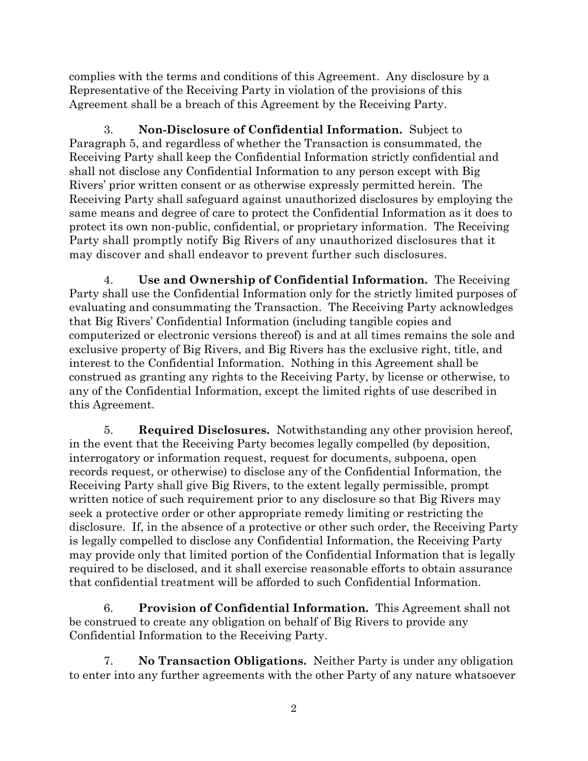complies with the terms and conditions of this Agreement. Any disclosure by a Representative of the Receiving Party in violation of the provisions of this Agreement shall be a breach of this Agreement by the Receiving Party.

3. **Non-Disclosure of Confidential Information.** Subject to Paragraph 5, and regardless of whether the Transaction is consummated, the Receiving Party shall keep the Confidential Information strictly confidential and shall not disclose any Confidential Information to any person except with Big Rivers' prior written consent or as otherwise expressly permitted herein. The Receiving Party shall safeguard against unauthorized disclosures by employing the same means and degree of care to protect the Confidential Information as it does to protect its own non-public, confidential, or proprietary information. The Receiving Party shall promptly notify Big Rivers of any unauthorized disclosures that it may discover and shall endeavor to prevent further such disclosures.

4. **Use and Ownership of Confidential Information.** The Receiving Party shall use the Confidential Information only for the strictly limited purposes of evaluating and consummating the Transaction. The Receiving Party acknowledges that Big Rivers' Confidential Information (including tangible copies and computerized or electronic versions thereof) is and at all times remains the sole and exclusive property of Big Rivers, and Big Rivers has the exclusive right, title, and interest to the Confidential Information. Nothing in this Agreement shall be construed as granting any rights to the Receiving Party, by license or otherwise, to any of the Confidential Information, except the limited rights of use described in this Agreement.

5. **Required Disclosures.** Notwithstanding any other provision hereof, in the event that the Receiving Party becomes legally compelled (by deposition, interrogatory or information request, request for documents, subpoena, open records request, or otherwise) to disclose any of the Confidential Information, the Receiving Party shall give Big Rivers, to the extent legally permissible, prompt written notice of such requirement prior to any disclosure so that Big Rivers may seek a protective order or other appropriate remedy limiting or restricting the disclosure. If, in the absence of a protective or other such order, the Receiving Party is legally compelled to disclose any Confidential Information, the Receiving Party may provide only that limited portion of the Confidential Information that is legally required to be disclosed, and it shall exercise reasonable efforts to obtain assurance that confidential treatment will be afforded to such Confidential Information.

6. **Provision of Confidential Information.** This Agreement shall not be construed to create any obligation on behalf of Big Rivers to provide any Confidential Information to the Receiving Party.

7. **No Transaction Obligations.** Neither Party is under any obligation to enter into any further agreements with the other Party of any nature whatsoever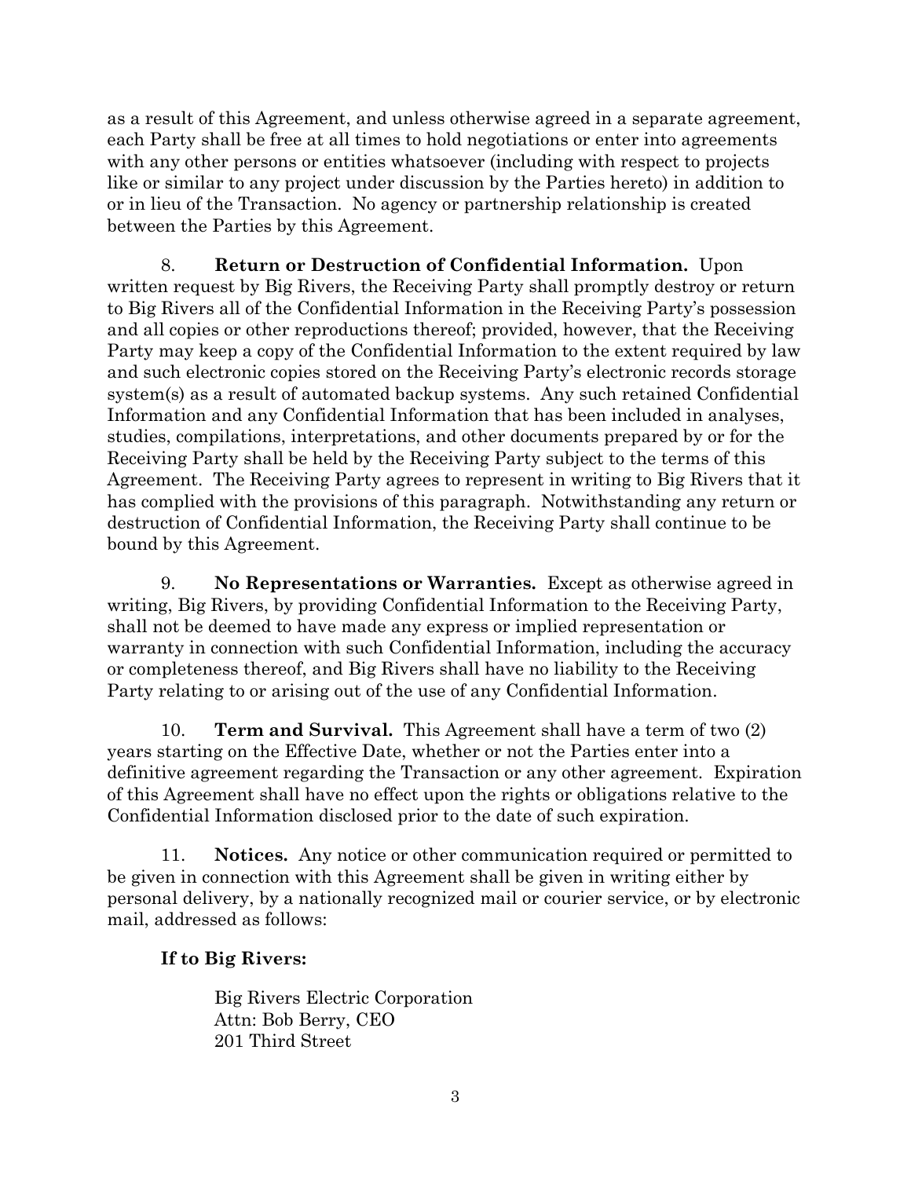as a result of this Agreement, and unless otherwise agreed in a separate agreement, each Party shall be free at all times to hold negotiations or enter into agreements with any other persons or entities whatsoever (including with respect to projects like or similar to any project under discussion by the Parties hereto) in addition to or in lieu of the Transaction. No agency or partnership relationship is created between the Parties by this Agreement.

8. **Return or Destruction of Confidential Information.** Upon written request by Big Rivers, the Receiving Party shall promptly destroy or return to Big Rivers all of the Confidential Information in the Receiving Party's possession and all copies or other reproductions thereof; provided, however, that the Receiving Party may keep a copy of the Confidential Information to the extent required by law and such electronic copies stored on the Receiving Party's electronic records storage system(s) as a result of automated backup systems. Any such retained Confidential Information and any Confidential Information that has been included in analyses, studies, compilations, interpretations, and other documents prepared by or for the Receiving Party shall be held by the Receiving Party subject to the terms of this Agreement. The Receiving Party agrees to represent in writing to Big Rivers that it has complied with the provisions of this paragraph. Notwithstanding any return or destruction of Confidential Information, the Receiving Party shall continue to be bound by this Agreement.

9. **No Representations or Warranties.** Except as otherwise agreed in writing, Big Rivers, by providing Confidential Information to the Receiving Party, shall not be deemed to have made any express or implied representation or warranty in connection with such Confidential Information, including the accuracy or completeness thereof, and Big Rivers shall have no liability to the Receiving Party relating to or arising out of the use of any Confidential Information.

10. **Term and Survival.** This Agreement shall have a term of two (2) years starting on the Effective Date, whether or not the Parties enter into a definitive agreement regarding the Transaction or any other agreement. Expiration of this Agreement shall have no effect upon the rights or obligations relative to the Confidential Information disclosed prior to the date of such expiration.

11. **Notices.** Any notice or other communication required or permitted to be given in connection with this Agreement shall be given in writing either by personal delivery, by a nationally recognized mail or courier service, or by electronic mail, addressed as follows:

**If to Big Rivers:**

Big Rivers Electric Corporation
Attn: Bob Berry, CEO
201 Third Street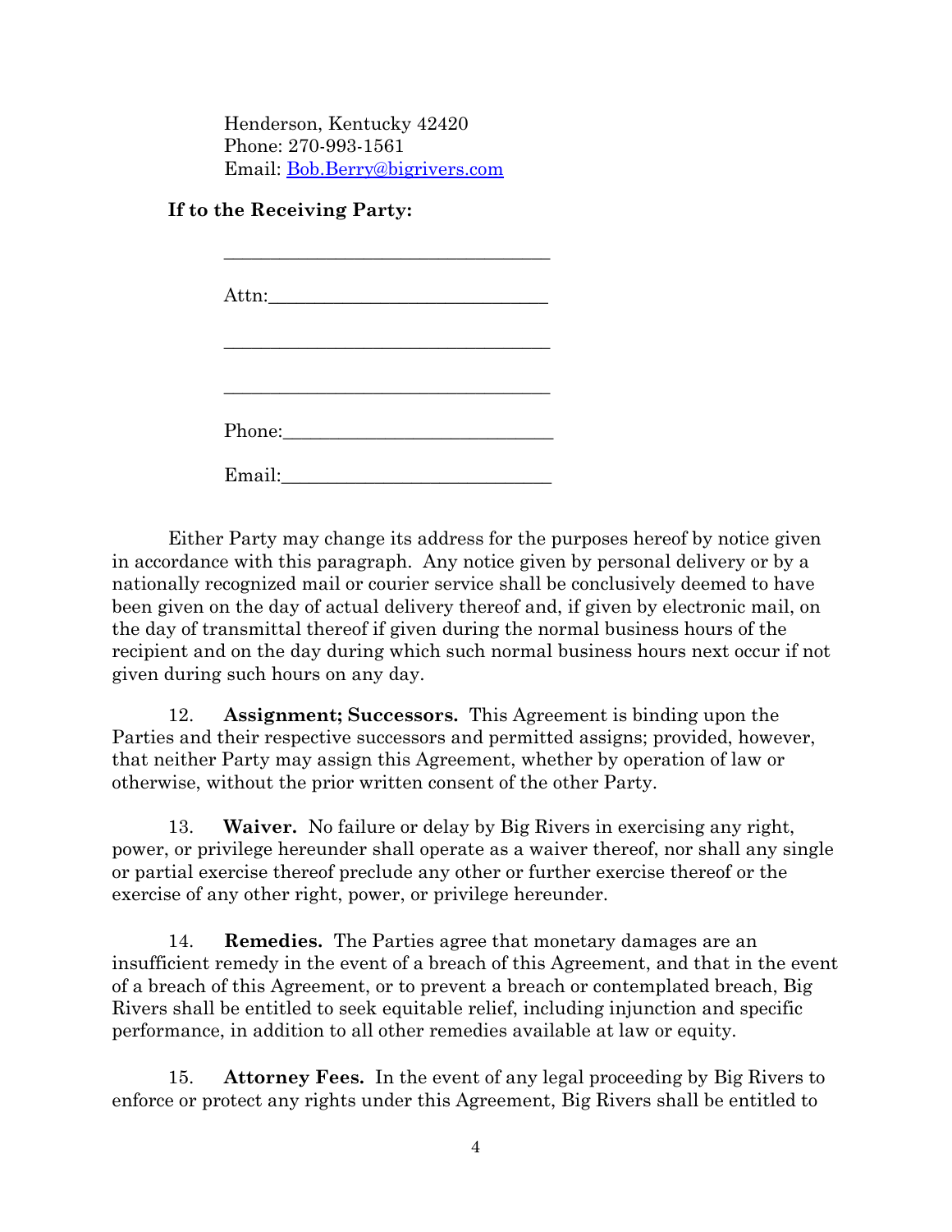Henderson, Kentucky 42420
Phone: 270-993-1561
Email: Bob.Berry@bigrivers.com

**If to the Receiving Party:**

\_\_\_\_\_\_\_\_\_\_\_\_\_\_\_\_\_\_\_\_\_\_\_\_\_\_\_\_\_\_\_\_\_\_

Attn:\_\_\_\_\_\_\_\_\_\_\_\_\_\_\_\_\_\_\_\_\_\_\_\_\_\_\_\_\_\_

\_\_\_\_\_\_\_\_\_\_\_\_\_\_\_\_\_\_\_\_\_\_\_\_\_\_\_\_\_\_\_\_\_\_

\_\_\_\_\_\_\_\_\_\_\_\_\_\_\_\_\_\_\_\_\_\_\_\_\_\_\_\_\_\_\_\_\_\_

Phone:\_\_\_\_\_\_\_\_\_\_\_\_\_\_\_\_\_\_\_\_\_\_\_\_\_\_\_\_\_

Email:\_\_\_\_\_\_\_\_\_\_\_\_\_\_\_\_\_\_\_\_\_\_\_\_\_\_\_\_\_

Either Party may change its address for the purposes hereof by notice given in accordance with this paragraph. Any notice given by personal delivery or by a nationally recognized mail or courier service shall be conclusively deemed to have been given on the day of actual delivery thereof and, if given by electronic mail, on the day of transmittal thereof if given during the normal business hours of the recipient and on the day during which such normal business hours next occur if not given during such hours on any day.

12. **Assignment; Successors.** This Agreement is binding upon the Parties and their respective successors and permitted assigns; provided, however, that neither Party may assign this Agreement, whether by operation of law or otherwise, without the prior written consent of the other Party.

13. **Waiver.** No failure or delay by Big Rivers in exercising any right, power, or privilege hereunder shall operate as a waiver thereof, nor shall any single or partial exercise thereof preclude any other or further exercise thereof or the exercise of any other right, power, or privilege hereunder.

14. **Remedies.** The Parties agree that monetary damages are an insufficient remedy in the event of a breach of this Agreement, and that in the event of a breach of this Agreement, or to prevent a breach or contemplated breach, Big Rivers shall be entitled to seek equitable relief, including injunction and specific performance, in addition to all other remedies available at law or equity.

15. **Attorney Fees.** In the event of any legal proceeding by Big Rivers to enforce or protect any rights under this Agreement, Big Rivers shall be entitled to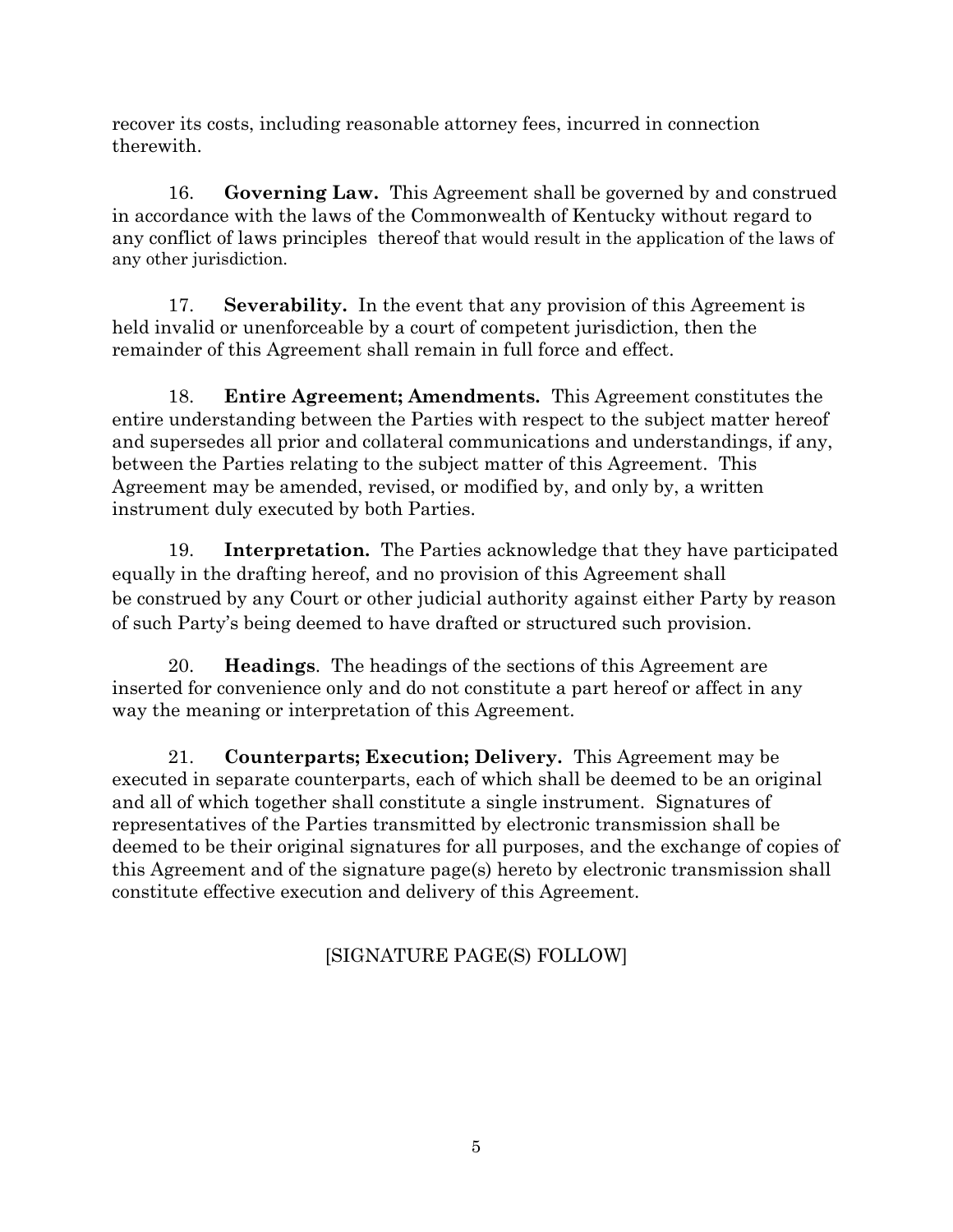recover its costs, including reasonable attorney fees, incurred in connection therewith.

16. **Governing Law.** This Agreement shall be governed by and construed in accordance with the laws of the Commonwealth of Kentucky without regard to any conflict of laws principles thereof that would result in the application of the laws of any other jurisdiction.

17. **Severability.** In the event that any provision of this Agreement is held invalid or unenforceable by a court of competent jurisdiction, then the remainder of this Agreement shall remain in full force and effect.

18. **Entire Agreement; Amendments.** This Agreement constitutes the entire understanding between the Parties with respect to the subject matter hereof and supersedes all prior and collateral communications and understandings, if any, between the Parties relating to the subject matter of this Agreement. This Agreement may be amended, revised, or modified by, and only by, a written instrument duly executed by both Parties.

19. **Interpretation.** The Parties acknowledge that they have participated equally in the drafting hereof, and no provision of this Agreement shall be construed by any Court or other judicial authority against either Party by reason of such Party's being deemed to have drafted or structured such provision.

20. **Headings**. The headings of the sections of this Agreement are inserted for convenience only and do not constitute a part hereof or affect in any way the meaning or interpretation of this Agreement.

21. **Counterparts; Execution; Delivery.** This Agreement may be executed in separate counterparts, each of which shall be deemed to be an original and all of which together shall constitute a single instrument. Signatures of representatives of the Parties transmitted by electronic transmission shall be deemed to be their original signatures for all purposes, and the exchange of copies of this Agreement and of the signature page(s) hereto by electronic transmission shall constitute effective execution and delivery of this Agreement.

[SIGNATURE PAGE(S) FOLLOW]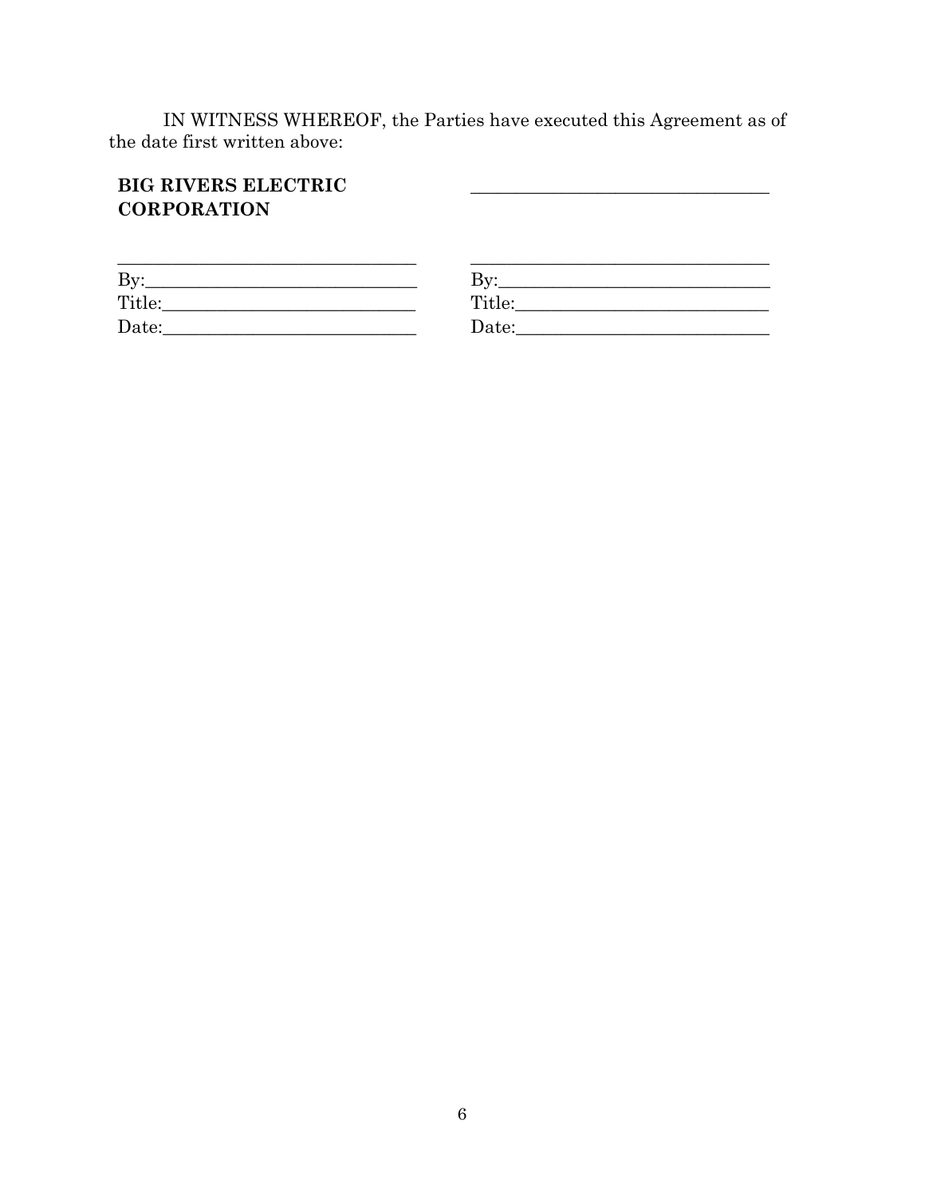IN WITNESS WHEREOF, the Parties have executed this Agreement as of the date first written above:

| | |
|---|---|
| **BIG RIVERS ELECTRIC CORPORATION** | ______________________________ |
| ______________________________ | ______________________________ |
| By:___________________________ | By:___________________________ |
| Title:_________________________ | Title:_________________________ |
| Date:_________________________ | Date:_________________________ |